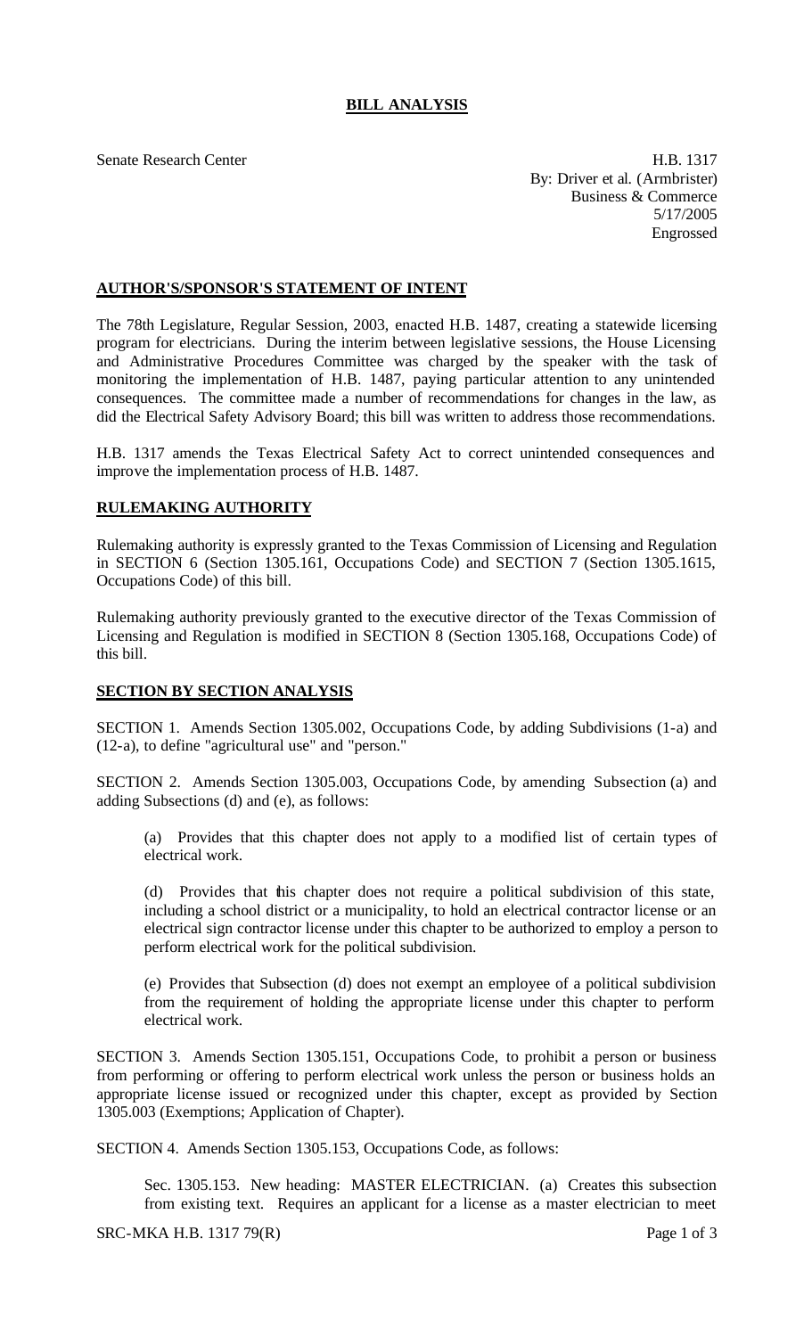# BILL ANALYSIS

Senate Research Center

H.B. 1317
By: Driver et al. (Armbrister)
Business & Commerce
5/17/2005
Engrossed

## AUTHOR'S/SPONSOR'S STATEMENT OF INTENT

The 78th Legislature, Regular Session, 2003, enacted H.B. 1487, creating a statewide licensing program for electricians. During the interim between legislative sessions, the House Licensing and Administrative Procedures Committee was charged by the speaker with the task of monitoring the implementation of H.B. 1487, paying particular attention to any unintended consequences. The committee made a number of recommendations for changes in the law, as did the Electrical Safety Advisory Board; this bill was written to address those recommendations.

H.B. 1317 amends the Texas Electrical Safety Act to correct unintended consequences and improve the implementation process of H.B. 1487.

## RULEMAKING AUTHORITY

Rulemaking authority is expressly granted to the Texas Commission of Licensing and Regulation in SECTION 6 (Section 1305.161, Occupations Code) and SECTION 7 (Section 1305.1615, Occupations Code) of this bill.

Rulemaking authority previously granted to the executive director of the Texas Commission of Licensing and Regulation is modified in SECTION 8 (Section 1305.168, Occupations Code) of this bill.

## SECTION BY SECTION ANALYSIS

SECTION 1. Amends Section 1305.002, Occupations Code, by adding Subdivisions (1-a) and (12-a), to define "agricultural use" and "person."

SECTION 2. Amends Section 1305.003, Occupations Code, by amending Subsection (a) and adding Subsections (d) and (e), as follows:

(a) Provides that this chapter does not apply to a modified list of certain types of electrical work.

(d) Provides that this chapter does not require a political subdivision of this state, including a school district or a municipality, to hold an electrical contractor license or an electrical sign contractor license under this chapter to be authorized to employ a person to perform electrical work for the political subdivision.

(e) Provides that Subsection (d) does not exempt an employee of a political subdivision from the requirement of holding the appropriate license under this chapter to perform electrical work.

SECTION 3. Amends Section 1305.151, Occupations Code, to prohibit a person or business from performing or offering to perform electrical work unless the person or business holds an appropriate license issued or recognized under this chapter, except as provided by Section 1305.003 (Exemptions; Application of Chapter).

SECTION 4. Amends Section 1305.153, Occupations Code, as follows:

Sec. 1305.153. New heading: MASTER ELECTRICIAN. (a) Creates this subsection from existing text. Requires an applicant for a license as a master electrician to meet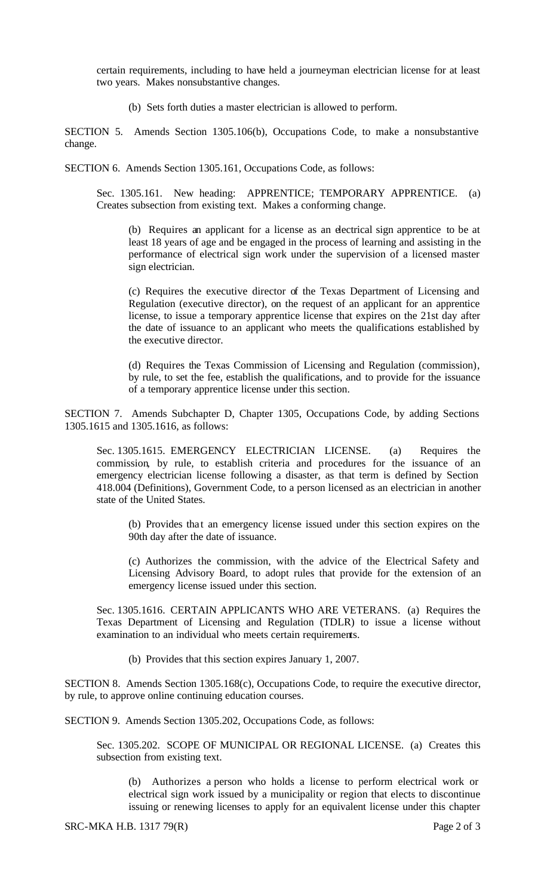certain requirements, including to have held a journeyman electrician license for at least two years. Makes nonsubstantive changes.

(b) Sets forth duties a master electrician is allowed to perform.

SECTION 5. Amends Section 1305.106(b), Occupations Code, to make a nonsubstantive change.

SECTION 6. Amends Section 1305.161, Occupations Code, as follows:

Sec. 1305.161. New heading: APPRENTICE; TEMPORARY APPRENTICE. (a) Creates subsection from existing text. Makes a conforming change.

(b) Requires an applicant for a license as an electrical sign apprentice to be at least 18 years of age and be engaged in the process of learning and assisting in the performance of electrical sign work under the supervision of a licensed master sign electrician.

(c) Requires the executive director of the Texas Department of Licensing and Regulation (executive director), on the request of an applicant for an apprentice license, to issue a temporary apprentice license that expires on the 21st day after the date of issuance to an applicant who meets the qualifications established by the executive director.

(d) Requires the Texas Commission of Licensing and Regulation (commission), by rule, to set the fee, establish the qualifications, and to provide for the issuance of a temporary apprentice license under this section.

SECTION 7. Amends Subchapter D, Chapter 1305, Occupations Code, by adding Sections 1305.1615 and 1305.1616, as follows:

Sec. 1305.1615. EMERGENCY ELECTRICIAN LICENSE. (a) Requires the commission, by rule, to establish criteria and procedures for the issuance of an emergency electrician license following a disaster, as that term is defined by Section 418.004 (Definitions), Government Code, to a person licensed as an electrician in another state of the United States.

(b) Provides that an emergency license issued under this section expires on the 90th day after the date of issuance.

(c) Authorizes the commission, with the advice of the Electrical Safety and Licensing Advisory Board, to adopt rules that provide for the extension of an emergency license issued under this section.

Sec. 1305.1616. CERTAIN APPLICANTS WHO ARE VETERANS. (a) Requires the Texas Department of Licensing and Regulation (TDLR) to issue a license without examination to an individual who meets certain requirements.

(b) Provides that this section expires January 1, 2007.

SECTION 8. Amends Section 1305.168(c), Occupations Code, to require the executive director, by rule, to approve online continuing education courses.

SECTION 9. Amends Section 1305.202, Occupations Code, as follows:

Sec. 1305.202. SCOPE OF MUNICIPAL OR REGIONAL LICENSE. (a) Creates this subsection from existing text.

(b) Authorizes a person who holds a license to perform electrical work or electrical sign work issued by a municipality or region that elects to discontinue issuing or renewing licenses to apply for an equivalent license under this chapter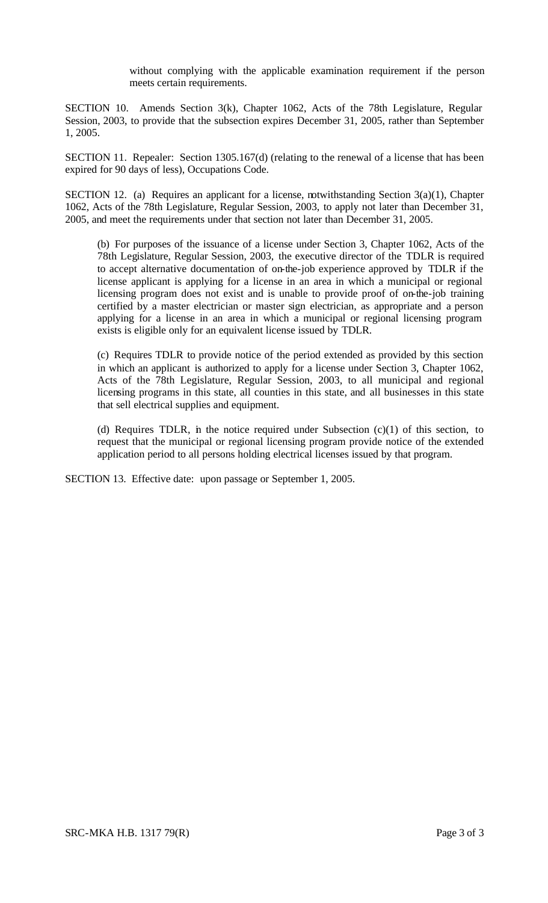without complying with the applicable examination requirement if the person meets certain requirements.

SECTION 10. Amends Section 3(k), Chapter 1062, Acts of the 78th Legislature, Regular Session, 2003, to provide that the subsection expires December 31, 2005, rather than September 1, 2005.

SECTION 11. Repealer: Section 1305.167(d) (relating to the renewal of a license that has been expired for 90 days of less), Occupations Code.

SECTION 12. (a) Requires an applicant for a license, notwithstanding Section 3(a)(1), Chapter 1062, Acts of the 78th Legislature, Regular Session, 2003, to apply not later than December 31, 2005, and meet the requirements under that section not later than December 31, 2005.

(b) For purposes of the issuance of a license under Section 3, Chapter 1062, Acts of the 78th Legislature, Regular Session, 2003, the executive director of the TDLR is required to accept alternative documentation of on-the-job experience approved by TDLR if the license applicant is applying for a license in an area in which a municipal or regional licensing program does not exist and is unable to provide proof of on-the-job training certified by a master electrician or master sign electrician, as appropriate and a person applying for a license in an area in which a municipal or regional licensing program exists is eligible only for an equivalent license issued by TDLR.

(c) Requires TDLR to provide notice of the period extended as provided by this section in which an applicant is authorized to apply for a license under Section 3, Chapter 1062, Acts of the 78th Legislature, Regular Session, 2003, to all municipal and regional licensing programs in this state, all counties in this state, and all businesses in this state that sell electrical supplies and equipment.

(d) Requires TDLR, in the notice required under Subsection (c)(1) of this section, to request that the municipal or regional licensing program provide notice of the extended application period to all persons holding electrical licenses issued by that program.

SECTION 13. Effective date: upon passage or September 1, 2005.